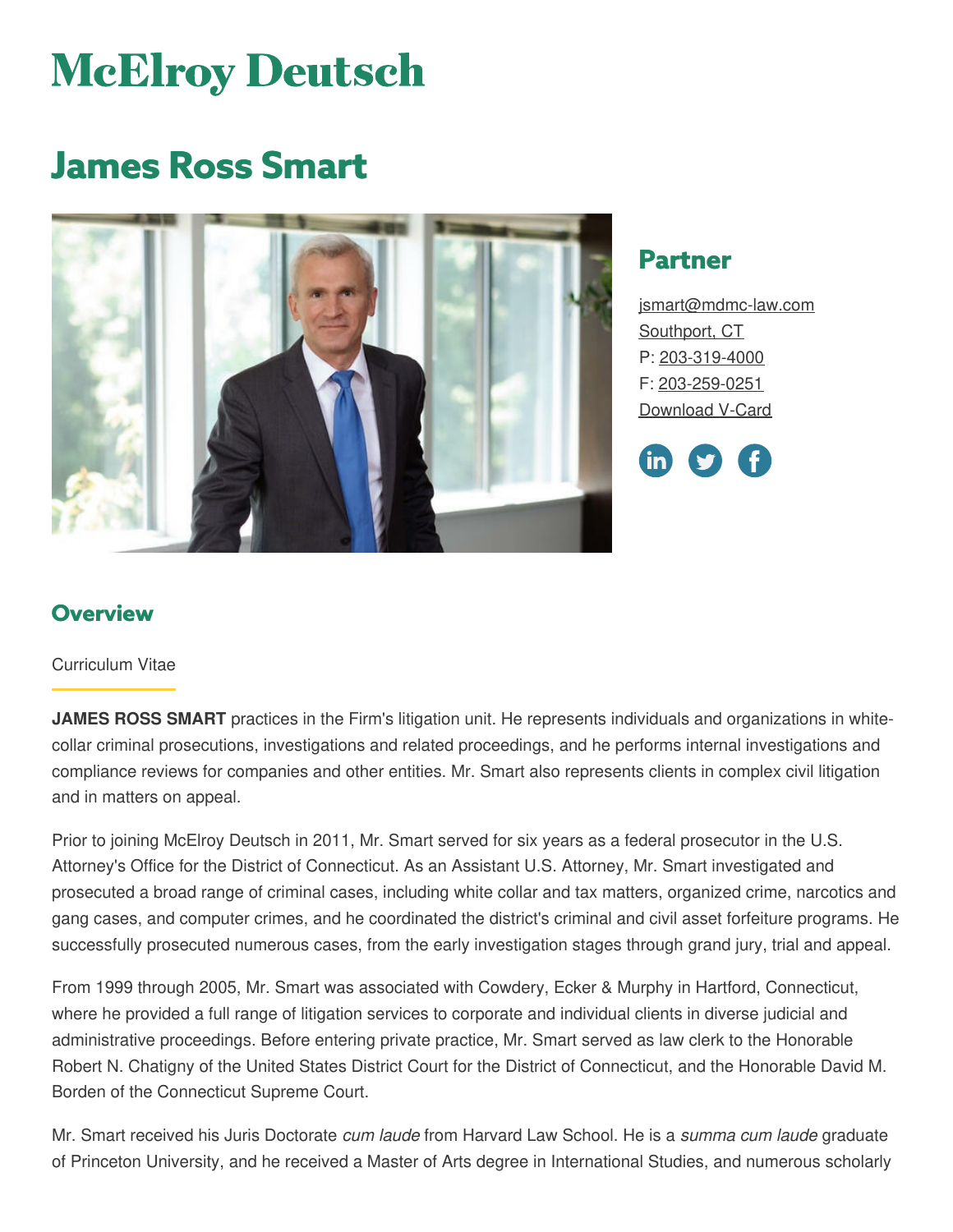# McElroy Deutsch

# James Ross Smart

## Partner

jsmart@mdmc-law.com
Southport, CT
P: 203-319-4000
F: 203-259-0251
Download V-Card

## Overview

Curriculum Vitae

**JAMES ROSS SMART** practices in the Firm's litigation unit. He represents individuals and organizations in white-collar criminal prosecutions, investigations and related proceedings, and he performs internal investigations and compliance reviews for companies and other entities. Mr. Smart also represents clients in complex civil litigation and in matters on appeal.

Prior to joining McElroy Deutsch in 2011, Mr. Smart served for six years as a federal prosecutor in the U.S. Attorney's Office for the District of Connecticut. As an Assistant U.S. Attorney, Mr. Smart investigated and prosecuted a broad range of criminal cases, including white collar and tax matters, organized crime, narcotics and gang cases, and computer crimes, and he coordinated the district's criminal and civil asset forfeiture programs. He successfully prosecuted numerous cases, from the early investigation stages through grand jury, trial and appeal.

From 1999 through 2005, Mr. Smart was associated with Cowdery, Ecker & Murphy in Hartford, Connecticut, where he provided a full range of litigation services to corporate and individual clients in diverse judicial and administrative proceedings. Before entering private practice, Mr. Smart served as law clerk to the Honorable Robert N. Chatigny of the United States District Court for the District of Connecticut, and the Honorable David M. Borden of the Connecticut Supreme Court.

Mr. Smart received his Juris Doctorate *cum laude* from Harvard Law School. He is a *summa cum laude* graduate of Princeton University, and he received a Master of Arts degree in International Studies, and numerous scholarly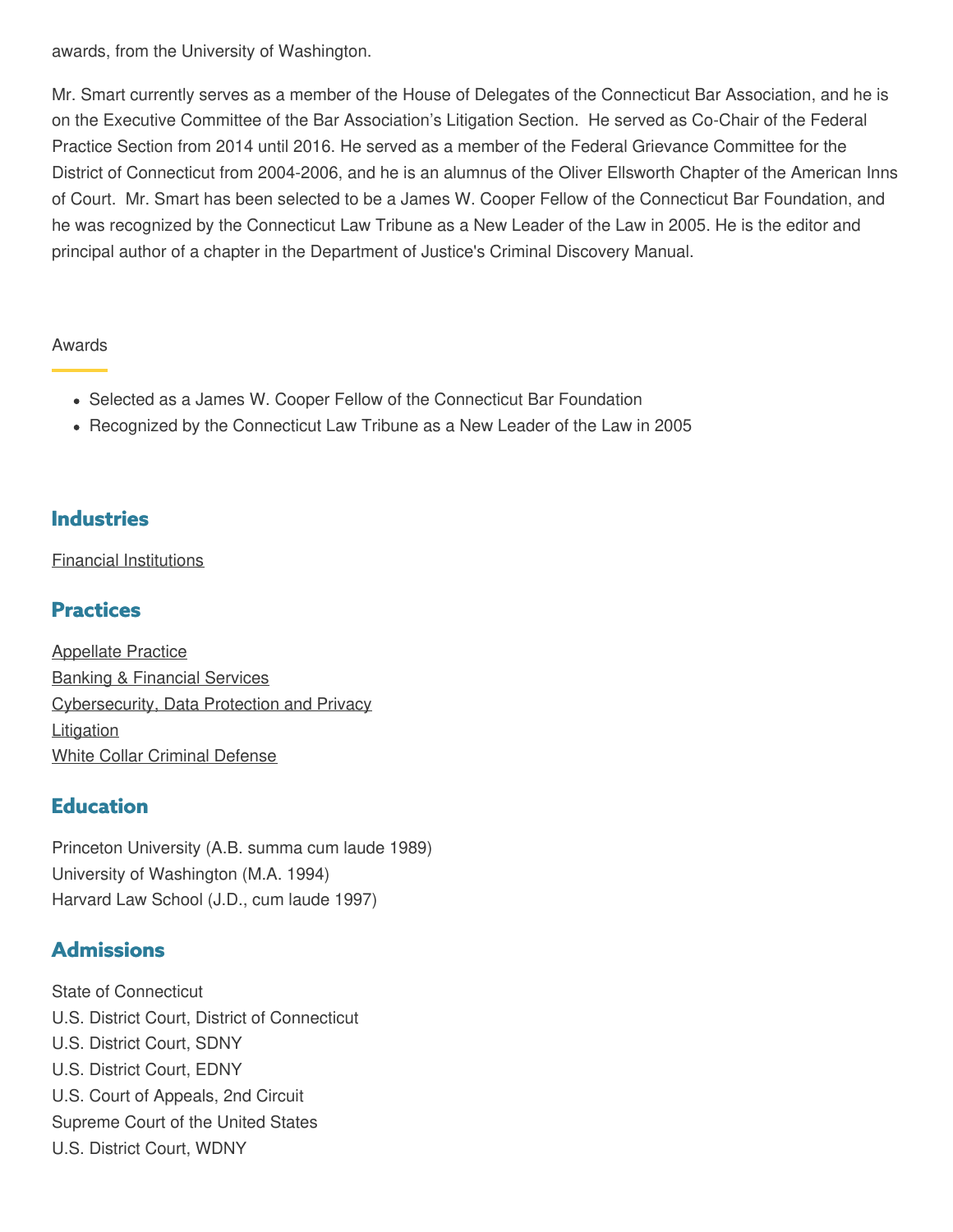awards, from the University of Washington.

Mr. Smart currently serves as a member of the House of Delegates of the Connecticut Bar Association, and he is on the Executive Committee of the Bar Association's Litigation Section. He served as Co-Chair of the Federal Practice Section from 2014 until 2016. He served as a member of the Federal Grievance Committee for the District of Connecticut from 2004-2006, and he is an alumnus of the Oliver Ellsworth Chapter of the American Inns of Court. Mr. Smart has been selected to be a James W. Cooper Fellow of the Connecticut Bar Foundation, and he was recognized by the Connecticut Law Tribune as a New Leader of the Law in 2005. He is the editor and principal author of a chapter in the Department of Justice's Criminal Discovery Manual.

### Awards

- Selected as a James W. Cooper Fellow of the Connecticut Bar Foundation
- Recognized by the Connecticut Law Tribune as a New Leader of the Law in 2005

## Industries

Financial Institutions

## Practices

Appellate Practice
Banking & Financial Services
Cybersecurity, Data Protection and Privacy
Litigation
White Collar Criminal Defense

## Education

Princeton University (A.B. summa cum laude 1989)
University of Washington (M.A. 1994)
Harvard Law School (J.D., cum laude 1997)

## Admissions

State of Connecticut
U.S. District Court, District of Connecticut
U.S. District Court, SDNY
U.S. District Court, EDNY
U.S. Court of Appeals, 2nd Circuit
Supreme Court of the United States
U.S. District Court, WDNY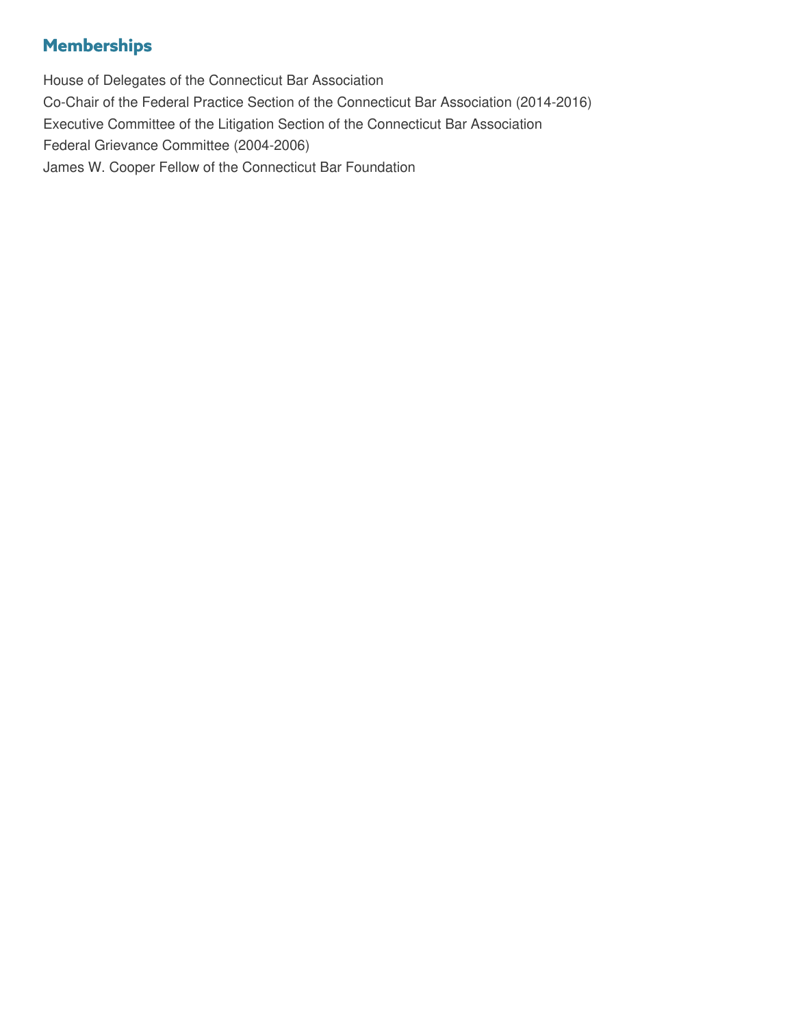## Memberships

House of Delegates of the Connecticut Bar Association

Co-Chair of the Federal Practice Section of the Connecticut Bar Association (2014-2016)

Executive Committee of the Litigation Section of the Connecticut Bar Association

Federal Grievance Committee (2004-2006)

James W. Cooper Fellow of the Connecticut Bar Foundation